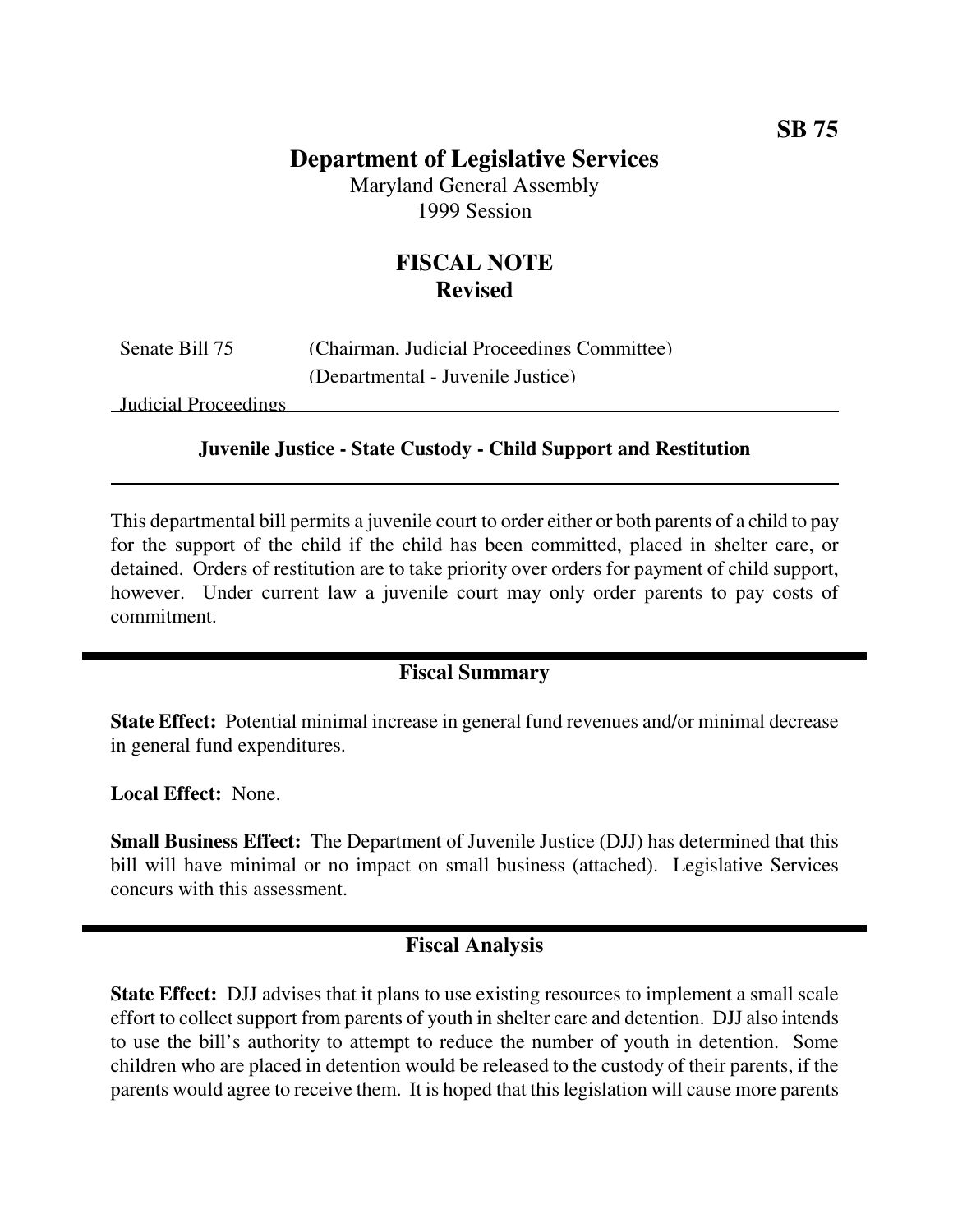**SB 75**

# Department of Legislative Services

Maryland General Assembly
1999 Session

## FISCAL NOTE
**Revised**

Senate Bill 75 (Chairman, Judicial Proceedings Committee)
(Departmental - Juvenile Justice)

Judicial Proceedings

**Juvenile Justice - State Custody - Child Support and Restitution**

This departmental bill permits a juvenile court to order either or both parents of a child to pay for the support of the child if the child has been committed, placed in shelter care, or detained. Orders of restitution are to take priority over orders for payment of child support, however. Under current law a juvenile court may only order parents to pay costs of commitment.

## Fiscal Summary

**State Effect:** Potential minimal increase in general fund revenues and/or minimal decrease in general fund expenditures.

**Local Effect:** None.

**Small Business Effect:** The Department of Juvenile Justice (DJJ) has determined that this bill will have minimal or no impact on small business (attached). Legislative Services concurs with this assessment.

## Fiscal Analysis

**State Effect:** DJJ advises that it plans to use existing resources to implement a small scale effort to collect support from parents of youth in shelter care and detention. DJJ also intends to use the bill's authority to attempt to reduce the number of youth in detention. Some children who are placed in detention would be released to the custody of their parents, if the parents would agree to receive them. It is hoped that this legislation will cause more parents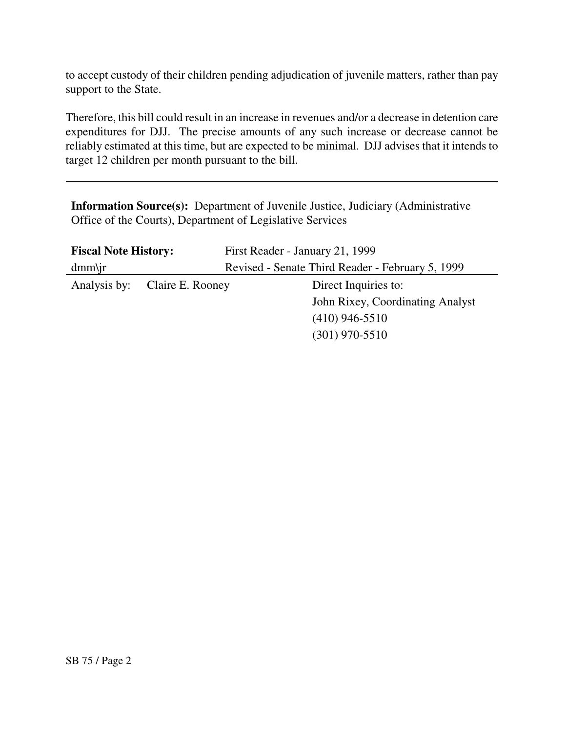to accept custody of their children pending adjudication of juvenile matters, rather than pay support to the State.

Therefore, this bill could result in an increase in revenues and/or a decrease in detention care expenditures for DJJ. The precise amounts of any such increase or decrease cannot be reliably estimated at this time, but are expected to be minimal. DJJ advises that it intends to target 12 children per month pursuant to the bill.

---

**Information Source(s):** Department of Juvenile Justice, Judiciary (Administrative Office of the Courts), Department of Legislative Services

| | |
|---|---|
| **Fiscal Note History:** | First Reader - January 21, 1999 |
| dmm\jr | Revised - Senate Third Reader - February 5, 1999 |

| | |
|---|---|
| Analysis by: Claire E. Rooney | Direct Inquiries to: |
| | John Rixey, Coordinating Analyst |
| | (410) 946-5510 |
| | (301) 970-5510 |